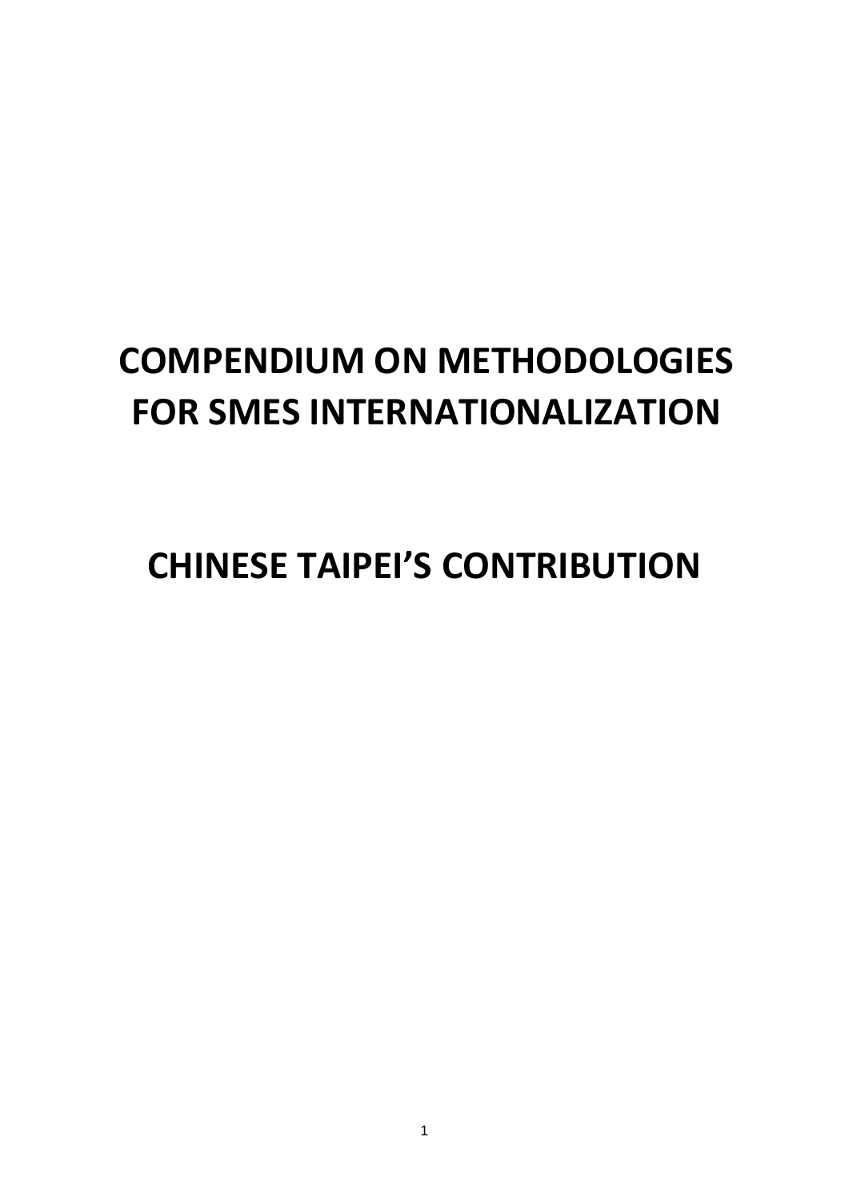# COMPENDIUM ON METHODOLOGIES FOR SMES INTERNATIONALIZATION

# CHINESE TAIPEI'S CONTRIBUTION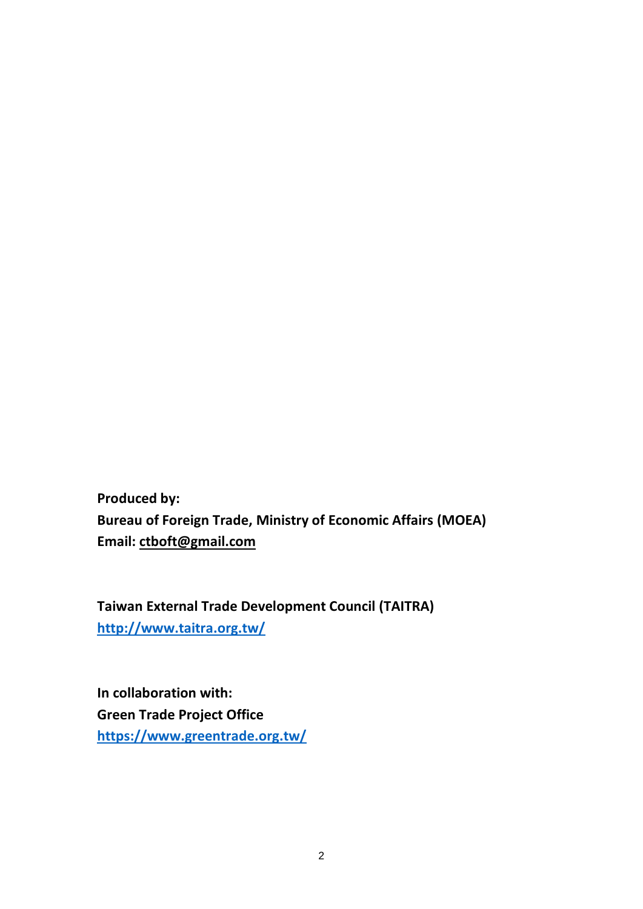**Produced by:**
**Bureau of Foreign Trade, Ministry of Economic Affairs (MOEA)**
**Email: ctboft@gmail.com**

**Taiwan External Trade Development Council (TAITRA)**
**http://www.taitra.org.tw/**

**In collaboration with:**
**Green Trade Project Office**
**https://www.greentrade.org.tw/**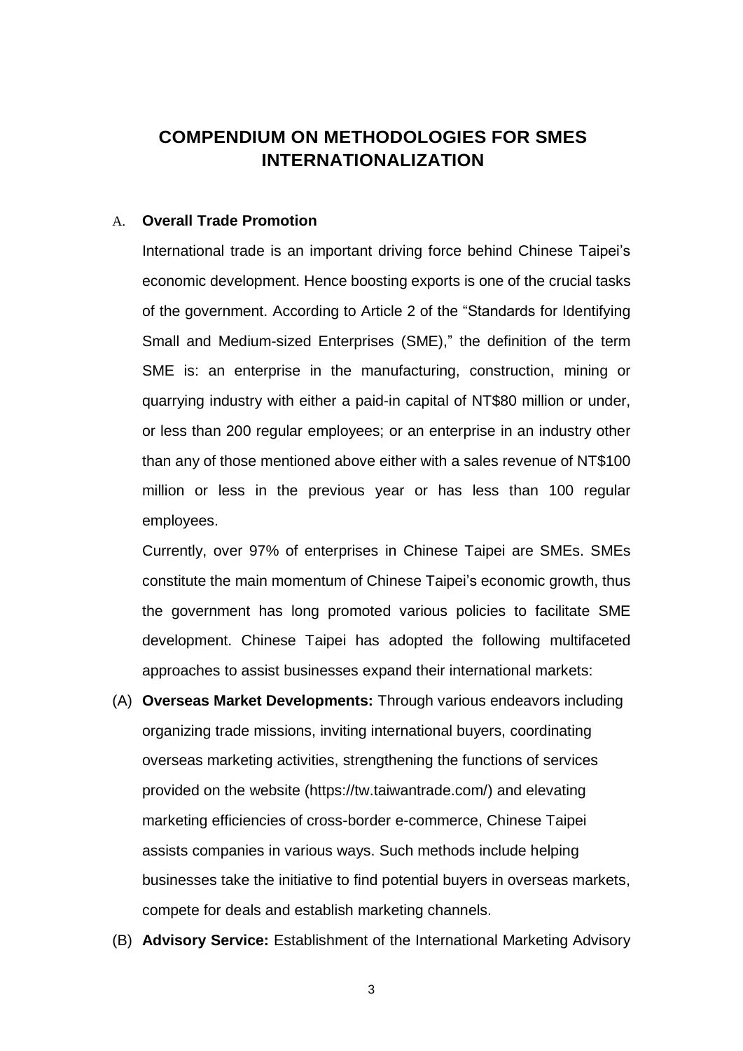# COMPENDIUM ON METHODOLOGIES FOR SMES INTERNATIONALIZATION

A. **Overall Trade Promotion**

International trade is an important driving force behind Chinese Taipei's economic development. Hence boosting exports is one of the crucial tasks of the government. According to Article 2 of the "Standards for Identifying Small and Medium-sized Enterprises (SME)," the definition of the term SME is: an enterprise in the manufacturing, construction, mining or quarrying industry with either a paid-in capital of NT$80 million or under, or less than 200 regular employees; or an enterprise in an industry other than any of those mentioned above either with a sales revenue of NT$100 million or less in the previous year or has less than 100 regular employees.

Currently, over 97% of enterprises in Chinese Taipei are SMEs. SMEs constitute the main momentum of Chinese Taipei's economic growth, thus the government has long promoted various policies to facilitate SME development. Chinese Taipei has adopted the following multifaceted approaches to assist businesses expand their international markets:

(A) **Overseas Market Developments:** Through various endeavors including organizing trade missions, inviting international buyers, coordinating overseas marketing activities, strengthening the functions of services provided on the website (https://tw.taiwantrade.com/) and elevating marketing efficiencies of cross-border e-commerce, Chinese Taipei assists companies in various ways. Such methods include helping businesses take the initiative to find potential buyers in overseas markets, compete for deals and establish marketing channels.

(B) **Advisory Service:** Establishment of the International Marketing Advisory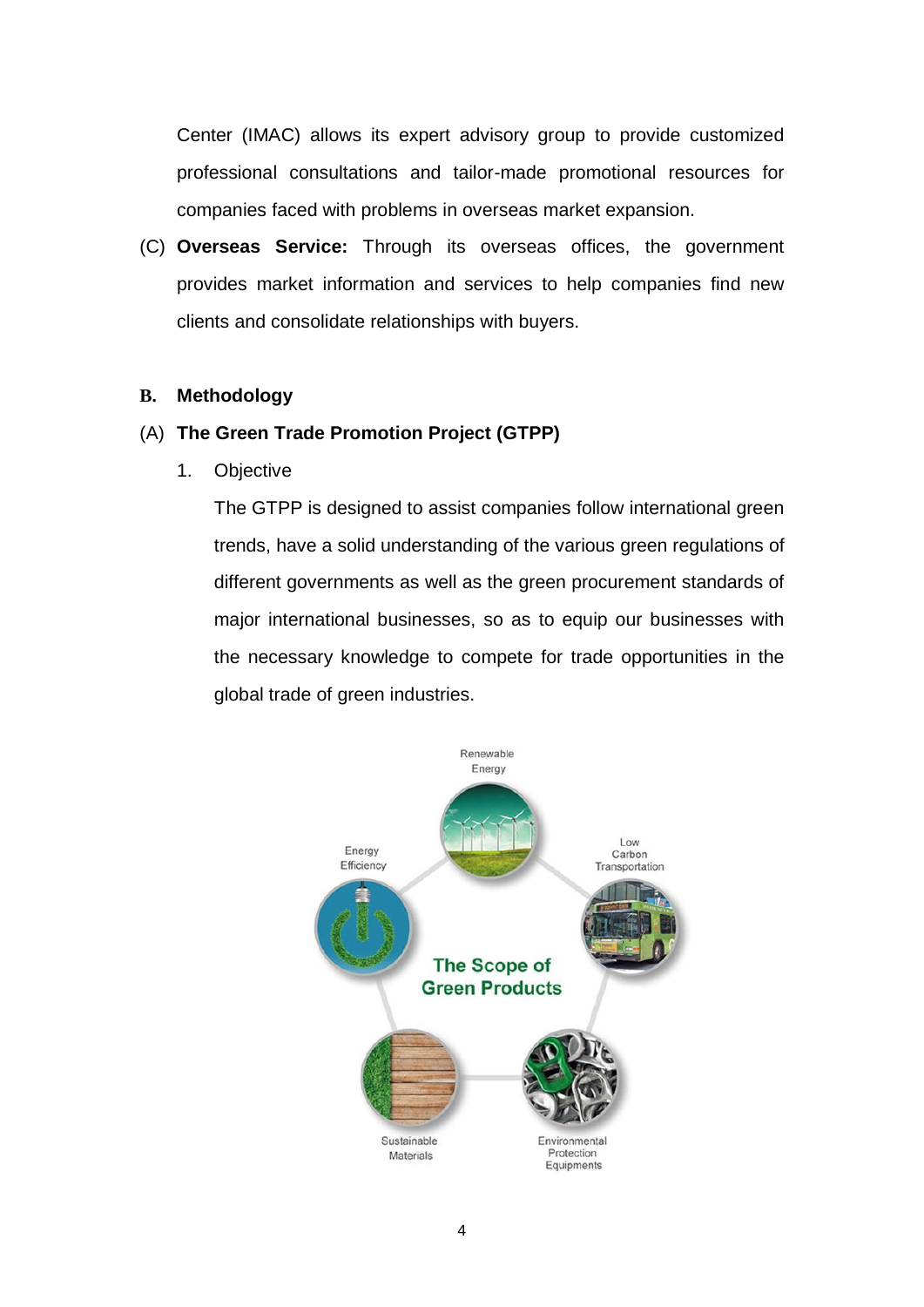Center (IMAC) allows its expert advisory group to provide customized professional consultations and tailor-made promotional resources for companies faced with problems in overseas market expansion.

(C) **Overseas Service:** Through its overseas offices, the government provides market information and services to help companies find new clients and consolidate relationships with buyers.

## B. Methodology

### (A) The Green Trade Promotion Project (GTPP)

1. Objective

   The GTPP is designed to assist companies follow international green trends, have a solid understanding of the various green regulations of different governments as well as the green procurement standards of major international businesses, so as to equip our businesses with the necessary knowledge to compete for trade opportunities in the global trade of green industries.

The Scope of Green Products

- Renewable Energy
- Low Carbon Transportation
- Environmental Protection Equipments
- Sustainable Materials
- Energy Efficiency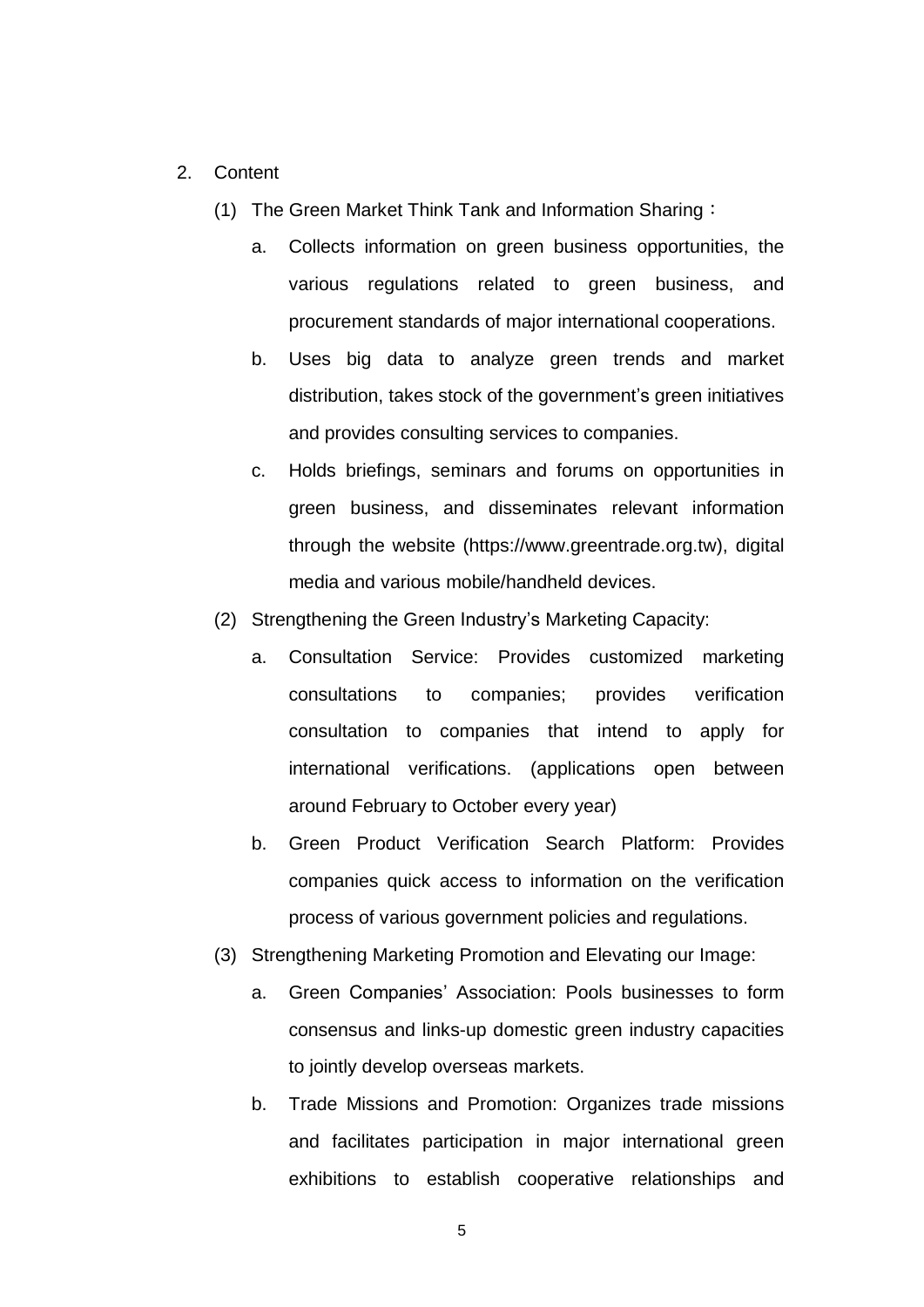2. Content

   (1) The Green Market Think Tank and Information Sharing：

      a. Collects information on green business opportunities, the various regulations related to green business, and procurement standards of major international cooperations.

      b. Uses big data to analyze green trends and market distribution, takes stock of the government's green initiatives and provides consulting services to companies.

      c. Holds briefings, seminars and forums on opportunities in green business, and disseminates relevant information through the website (https://www.greentrade.org.tw), digital media and various mobile/handheld devices.

   (2) Strengthening the Green Industry's Marketing Capacity:

      a. Consultation Service: Provides customized marketing consultations to companies; provides verification consultation to companies that intend to apply for international verifications. (applications open between around February to October every year)

      b. Green Product Verification Search Platform: Provides companies quick access to information on the verification process of various government policies and regulations.

   (3) Strengthening Marketing Promotion and Elevating our Image:

      a. Green Companies' Association: Pools businesses to form consensus and links-up domestic green industry capacities to jointly develop overseas markets.

      b. Trade Missions and Promotion: Organizes trade missions and facilitates participation in major international green exhibitions to establish cooperative relationships and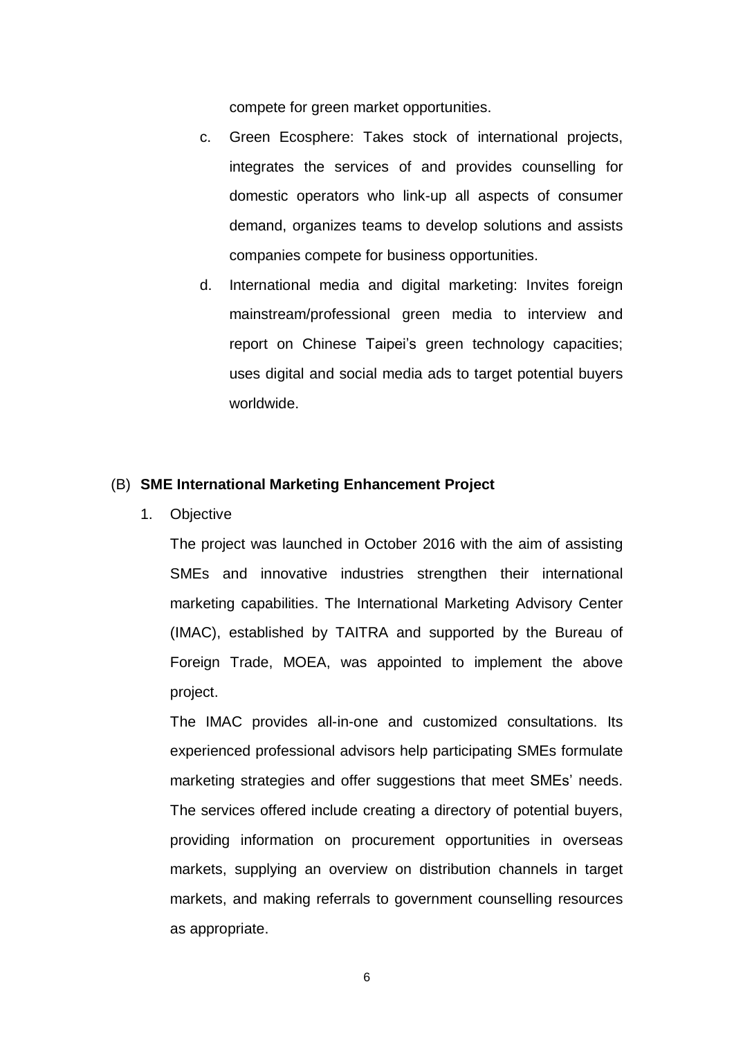compete for green market opportunities.

c. Green Ecosphere: Takes stock of international projects, integrates the services of and provides counselling for domestic operators who link-up all aspects of consumer demand, organizes teams to develop solutions and assists companies compete for business opportunities.

d. International media and digital marketing: Invites foreign mainstream/professional green media to interview and report on Chinese Taipei's green technology capacities; uses digital and social media ads to target potential buyers worldwide.

## (B) SME International Marketing Enhancement Project

1. Objective

The project was launched in October 2016 with the aim of assisting SMEs and innovative industries strengthen their international marketing capabilities. The International Marketing Advisory Center (IMAC), established by TAITRA and supported by the Bureau of Foreign Trade, MOEA, was appointed to implement the above project.

The IMAC provides all-in-one and customized consultations. Its experienced professional advisors help participating SMEs formulate marketing strategies and offer suggestions that meet SMEs' needs. The services offered include creating a directory of potential buyers, providing information on procurement opportunities in overseas markets, supplying an overview on distribution channels in target markets, and making referrals to government counselling resources as appropriate.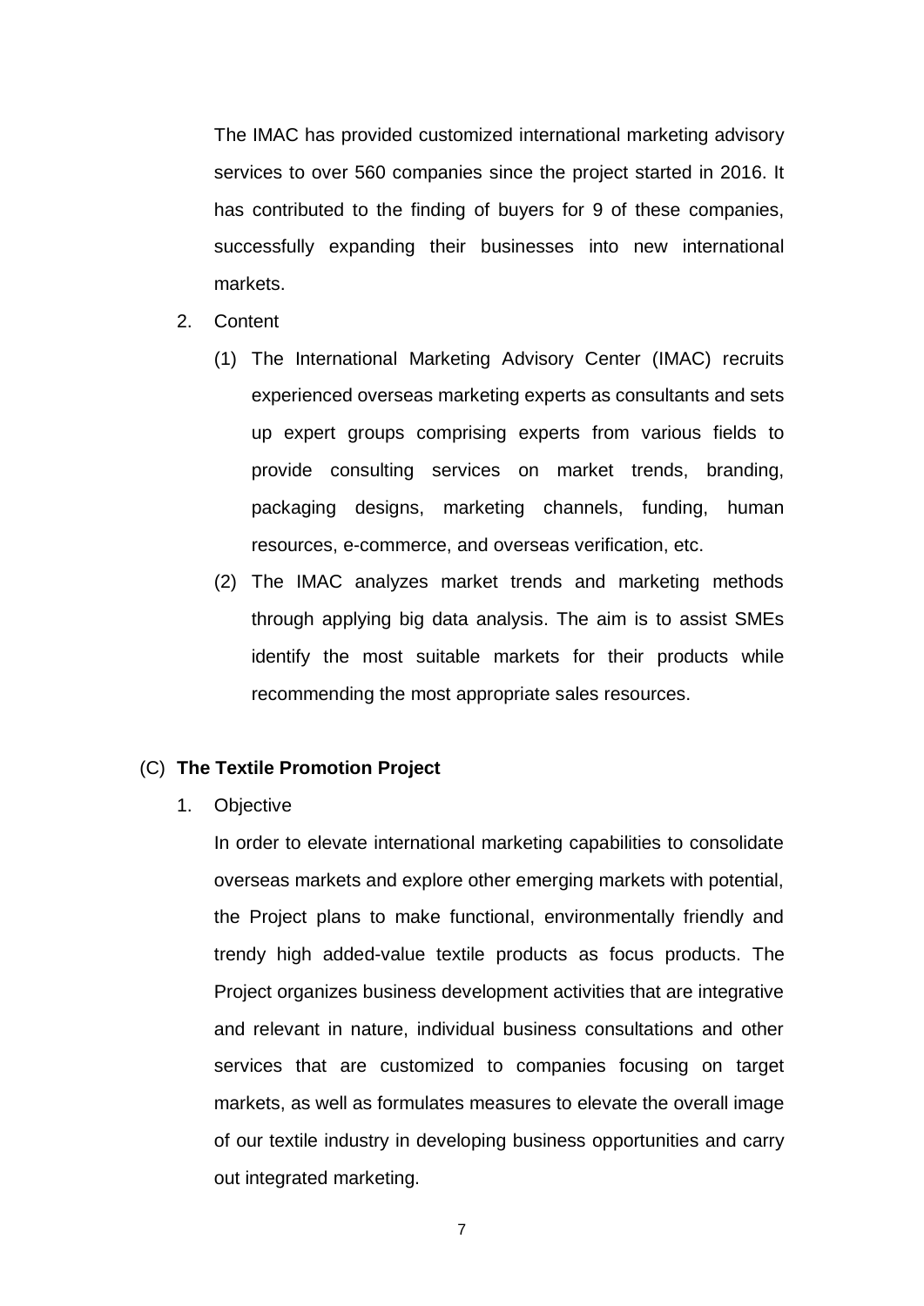The IMAC has provided customized international marketing advisory services to over 560 companies since the project started in 2016. It has contributed to the finding of buyers for 9 of these companies, successfully expanding their businesses into new international markets.

2. Content

   (1) The International Marketing Advisory Center (IMAC) recruits experienced overseas marketing experts as consultants and sets up expert groups comprising experts from various fields to provide consulting services on market trends, branding, packaging designs, marketing channels, funding, human resources, e-commerce, and overseas verification, etc.

   (2) The IMAC analyzes market trends and marketing methods through applying big data analysis. The aim is to assist SMEs identify the most suitable markets for their products while recommending the most appropriate sales resources.

### (C) **The Textile Promotion Project**

1. Objective

   In order to elevate international marketing capabilities to consolidate overseas markets and explore other emerging markets with potential, the Project plans to make functional, environmentally friendly and trendy high added-value textile products as focus products. The Project organizes business development activities that are integrative and relevant in nature, individual business consultations and other services that are customized to companies focusing on target markets, as well as formulates measures to elevate the overall image of our textile industry in developing business opportunities and carry out integrated marketing.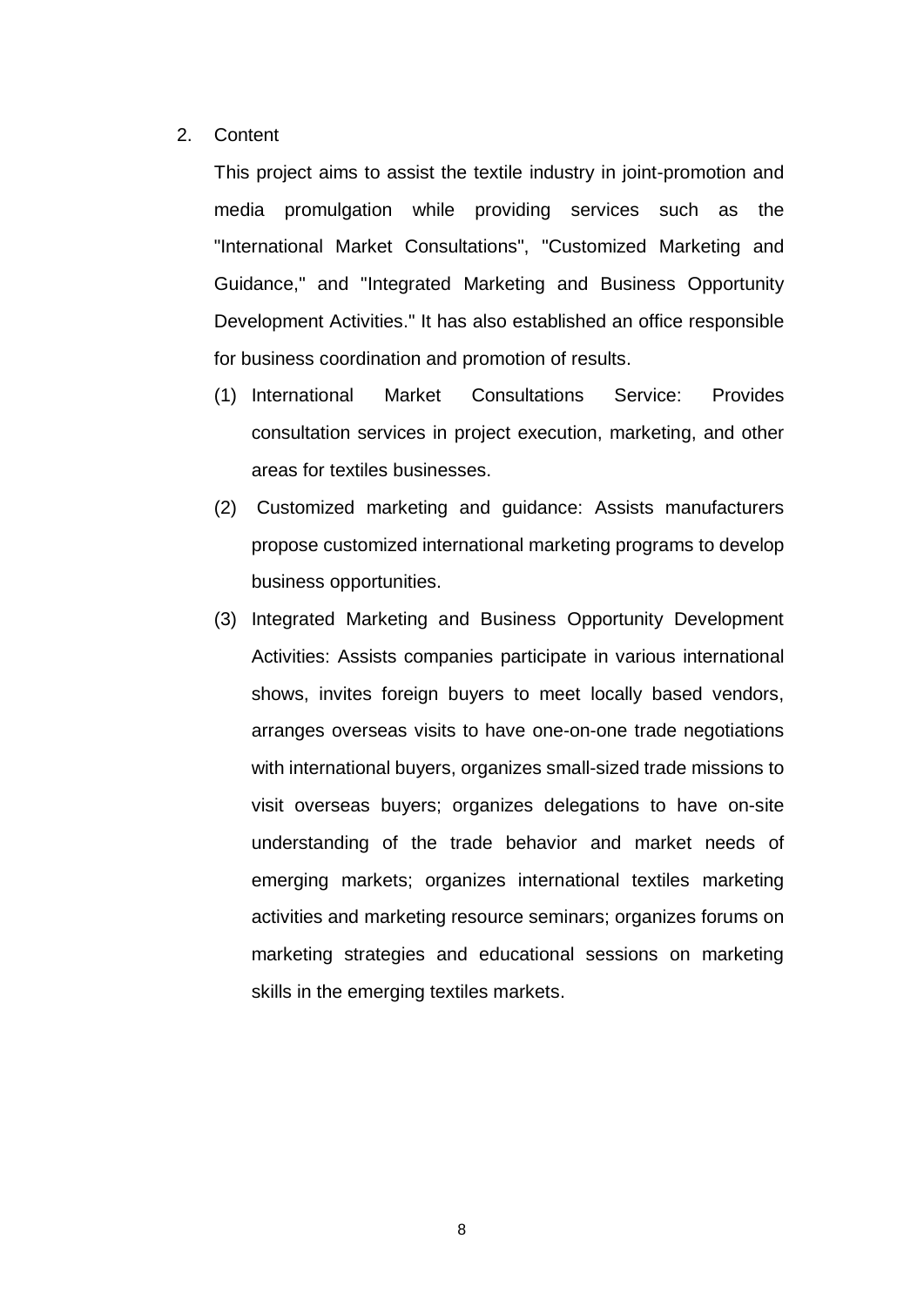2. Content

   This project aims to assist the textile industry in joint-promotion and media promulgation while providing services such as the "International Market Consultations", "Customized Marketing and Guidance," and "Integrated Marketing and Business Opportunity Development Activities." It has also established an office responsible for business coordination and promotion of results.

   (1) International Market Consultations Service: Provides consultation services in project execution, marketing, and other areas for textiles businesses.

   (2) Customized marketing and guidance: Assists manufacturers propose customized international marketing programs to develop business opportunities.

   (3) Integrated Marketing and Business Opportunity Development Activities: Assists companies participate in various international shows, invites foreign buyers to meet locally based vendors, arranges overseas visits to have one-on-one trade negotiations with international buyers, organizes small-sized trade missions to visit overseas buyers; organizes delegations to have on-site understanding of the trade behavior and market needs of emerging markets; organizes international textiles marketing activities and marketing resource seminars; organizes forums on marketing strategies and educational sessions on marketing skills in the emerging textiles markets.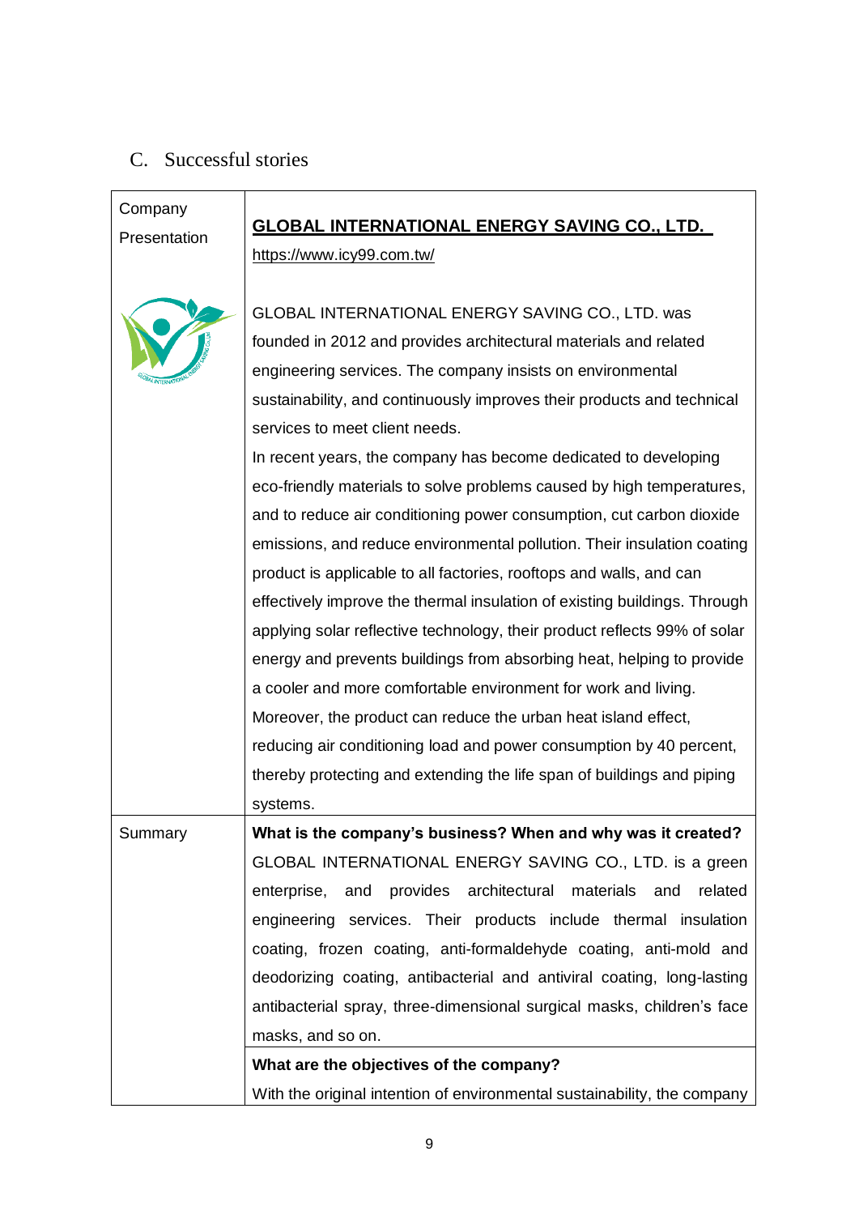## C. Successful stories

| Company Presentation | **GLOBAL INTERNATIONAL ENERGY SAVING CO., LTD.** https://www.icy99.com.tw/ <br><br> GLOBAL INTERNATIONAL ENERGY SAVING CO., LTD. was founded in 2012 and provides architectural materials and related engineering services. The company insists on environmental sustainability, and continuously improves their products and technical services to meet client needs. <br> In recent years, the company has become dedicated to developing eco-friendly materials to solve problems caused by high temperatures, and to reduce air conditioning power consumption, cut carbon dioxide emissions, and reduce environmental pollution. Their insulation coating product is applicable to all factories, rooftops and walls, and can effectively improve the thermal insulation of existing buildings. Through applying solar reflective technology, their product reflects 99% of solar energy and prevents buildings from absorbing heat, helping to provide a cooler and more comfortable environment for work and living. Moreover, the product can reduce the urban heat island effect, reducing air conditioning load and power consumption by 40 percent, thereby protecting and extending the life span of buildings and piping systems. |
|---|---|
| Summary | **What is the company's business? When and why was it created?** <br> GLOBAL INTERNATIONAL ENERGY SAVING CO., LTD. is a green enterprise, and provides architectural materials and related engineering services. Their products include thermal insulation coating, frozen coating, anti-formaldehyde coating, anti-mold and deodorizing coating, antibacterial and antiviral coating, long-lasting antibacterial spray, three-dimensional surgical masks, children's face masks, and so on. |
| | **What are the objectives of the company?** <br> With the original intention of environmental sustainability, the company |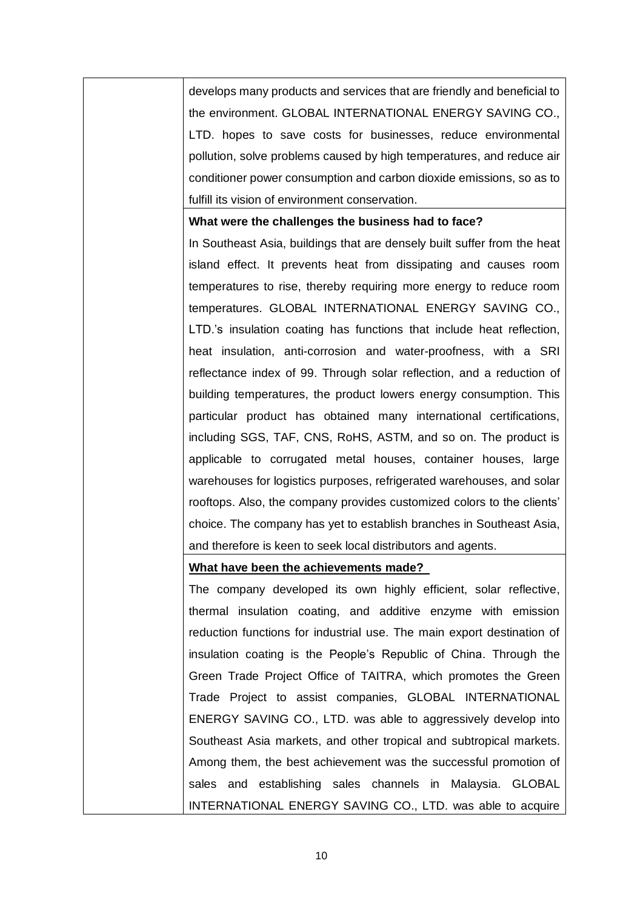| | |
|---|---|
| | develops many products and services that are friendly and beneficial to the environment. GLOBAL INTERNATIONAL ENERGY SAVING CO., LTD. hopes to save costs for businesses, reduce environmental pollution, solve problems caused by high temperatures, and reduce air conditioner power consumption and carbon dioxide emissions, so as to fulfill its vision of environment conservation. |
| | **What were the challenges the business had to face?**<br>In Southeast Asia, buildings that are densely built suffer from the heat island effect. It prevents heat from dissipating and causes room temperatures to rise, thereby requiring more energy to reduce room temperatures. GLOBAL INTERNATIONAL ENERGY SAVING CO., LTD.'s insulation coating has functions that include heat reflection, heat insulation, anti-corrosion and water-proofness, with a SRI reflectance index of 99. Through solar reflection, and a reduction of building temperatures, the product lowers energy consumption. This particular product has obtained many international certifications, including SGS, TAF, CNS, RoHS, ASTM, and so on. The product is applicable to corrugated metal houses, container houses, large warehouses for logistics purposes, refrigerated warehouses, and solar rooftops. Also, the company provides customized colors to the clients' choice. The company has yet to establish branches in Southeast Asia, and therefore is keen to seek local distributors and agents. |
| | **What have been the achievements made?**<br>The company developed its own highly efficient, solar reflective, thermal insulation coating, and additive enzyme with emission reduction functions for industrial use. The main export destination of insulation coating is the People's Republic of China. Through the Green Trade Project Office of TAITRA, which promotes the Green Trade Project to assist companies, GLOBAL INTERNATIONAL ENERGY SAVING CO., LTD. was able to aggressively develop into Southeast Asia markets, and other tropical and subtropical markets. Among them, the best achievement was the successful promotion of sales and establishing sales channels in Malaysia. GLOBAL INTERNATIONAL ENERGY SAVING CO., LTD. was able to acquire |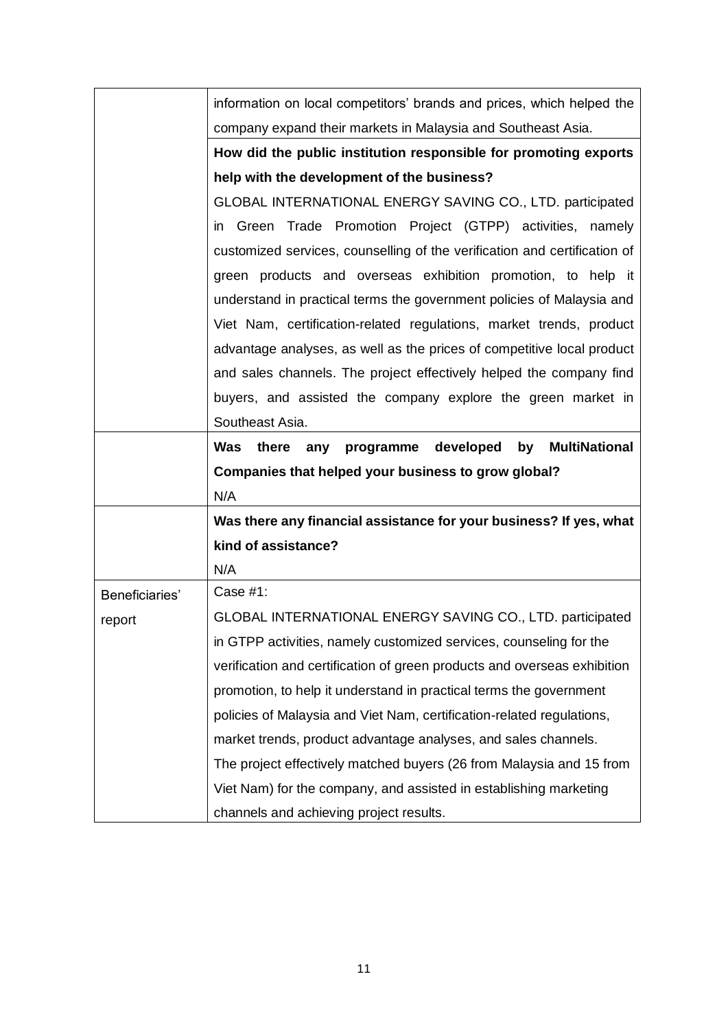| | |
|---|---|
| | information on local competitors' brands and prices, which helped the company expand their markets in Malaysia and Southeast Asia. |
| | **How did the public institution responsible for promoting exports help with the development of the business?**<br>GLOBAL INTERNATIONAL ENERGY SAVING CO., LTD. participated in Green Trade Promotion Project (GTPP) activities, namely customized services, counselling of the verification and certification of green products and overseas exhibition promotion, to help it understand in practical terms the government policies of Malaysia and Viet Nam, certification-related regulations, market trends, product advantage analyses, as well as the prices of competitive local product and sales channels. The project effectively helped the company find buyers, and assisted the company explore the green market in Southeast Asia. |
| | **Was there any programme developed by MultiNational Companies that helped your business to grow global?**<br>N/A |
| | **Was there any financial assistance for your business? If yes, what kind of assistance?**<br>N/A |
| Beneficiaries' report | Case #1:<br>GLOBAL INTERNATIONAL ENERGY SAVING CO., LTD. participated in GTPP activities, namely customized services, counseling for the verification and certification of green products and overseas exhibition promotion, to help it understand in practical terms the government policies of Malaysia and Viet Nam, certification-related regulations, market trends, product advantage analyses, and sales channels.<br>The project effectively matched buyers (26 from Malaysia and 15 from Viet Nam) for the company, and assisted in establishing marketing channels and achieving project results. |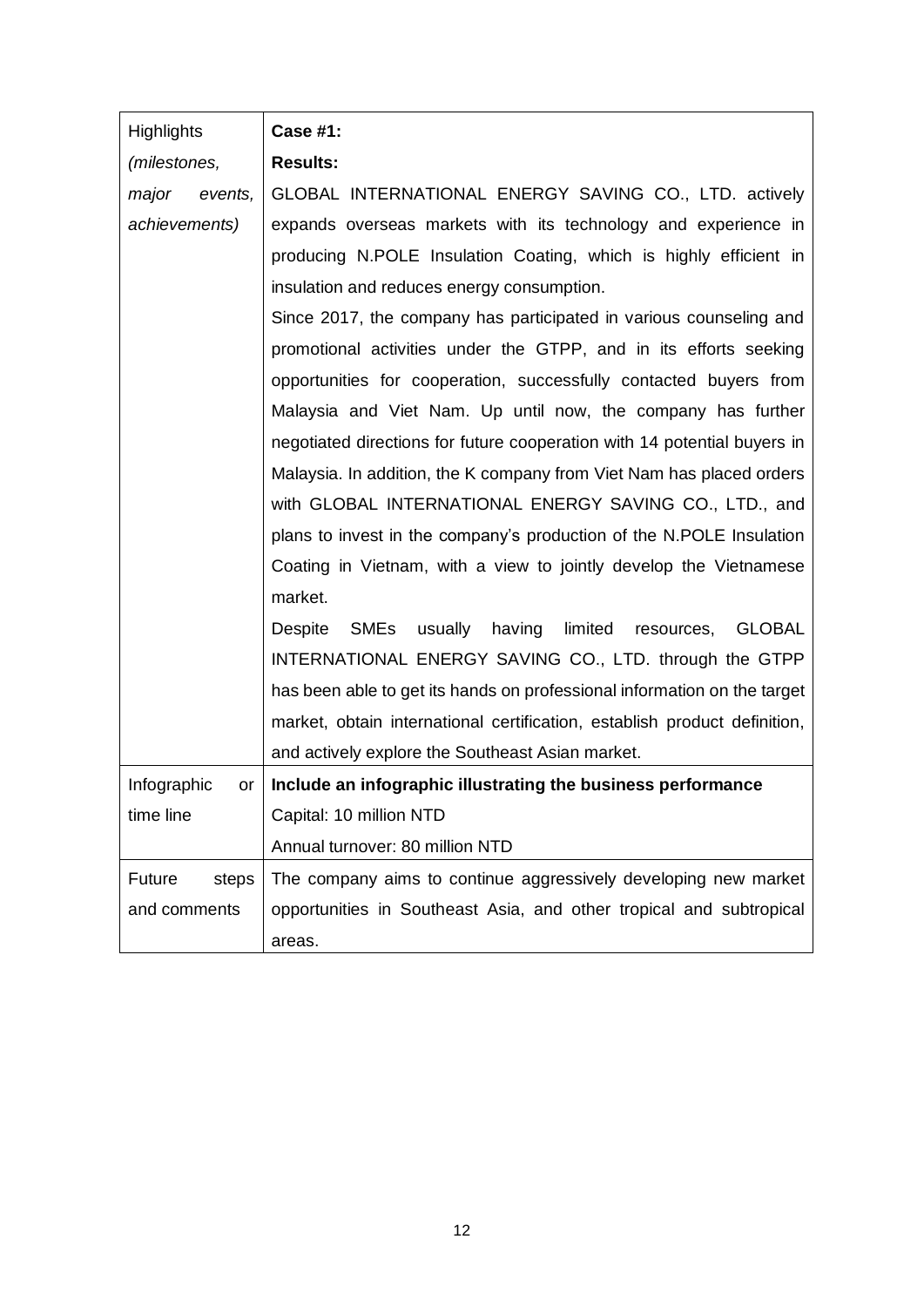| Highlights *(milestones, major events, achievements)* | **Case #1:**<br>**Results:**<br>GLOBAL INTERNATIONAL ENERGY SAVING CO., LTD. actively expands overseas markets with its technology and experience in producing N.POLE Insulation Coating, which is highly efficient in insulation and reduces energy consumption.<br>Since 2017, the company has participated in various counseling and promotional activities under the GTPP, and in its efforts seeking opportunities for cooperation, successfully contacted buyers from Malaysia and Viet Nam. Up until now, the company has further negotiated directions for future cooperation with 14 potential buyers in Malaysia. In addition, the K company from Viet Nam has placed orders with GLOBAL INTERNATIONAL ENERGY SAVING CO., LTD., and plans to invest in the company's production of the N.POLE Insulation Coating in Vietnam, with a view to jointly develop the Vietnamese market.<br>Despite SMEs usually having limited resources, GLOBAL INTERNATIONAL ENERGY SAVING CO., LTD. through the GTPP has been able to get its hands on professional information on the target market, obtain international certification, establish product definition, and actively explore the Southeast Asian market. |
|---|---|
| Infographic or time line | **Include an infographic illustrating the business performance**<br>Capital: 10 million NTD<br>Annual turnover: 80 million NTD |
| Future steps and comments | The company aims to continue aggressively developing new market opportunities in Southeast Asia, and other tropical and subtropical areas. |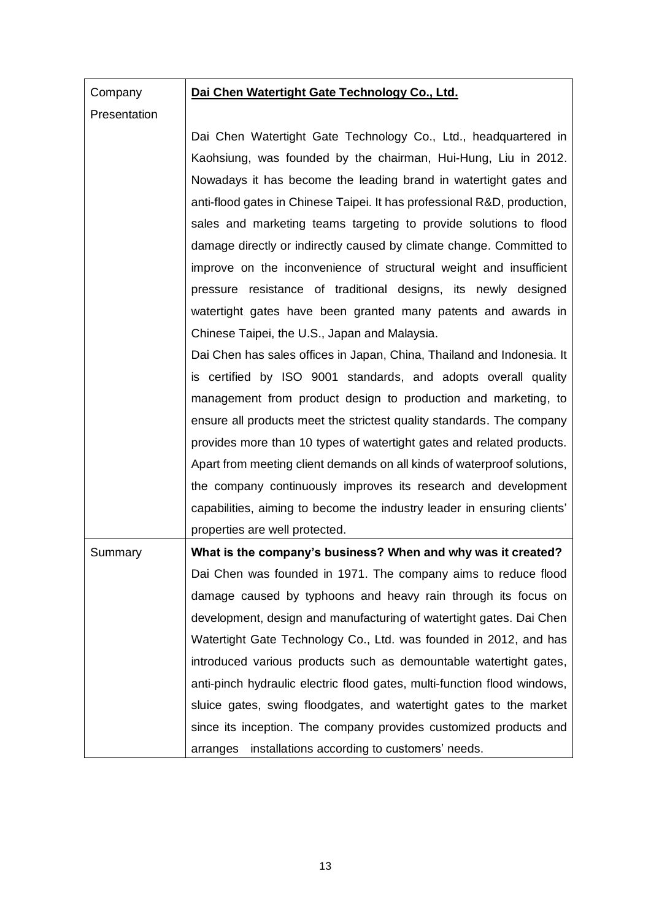| Company Presentation | **<u>Dai Chen Watertight Gate Technology Co., Ltd.</u>**<br><br>Dai Chen Watertight Gate Technology Co., Ltd., headquartered in Kaohsiung, was founded by the chairman, Hui-Hung, Liu in 2012. Nowadays it has become the leading brand in watertight gates and anti-flood gates in Chinese Taipei. It has professional R&D, production, sales and marketing teams targeting to provide solutions to flood damage directly or indirectly caused by climate change. Committed to improve on the inconvenience of structural weight and insufficient pressure resistance of traditional designs, its newly designed watertight gates have been granted many patents and awards in Chinese Taipei, the U.S., Japan and Malaysia.<br>Dai Chen has sales offices in Japan, China, Thailand and Indonesia. It is certified by ISO 9001 standards, and adopts overall quality management from product design to production and marketing, to ensure all products meet the strictest quality standards. The company provides more than 10 types of watertight gates and related products. Apart from meeting client demands on all kinds of waterproof solutions, the company continuously improves its research and development capabilities, aiming to become the industry leader in ensuring clients' properties are well protected. |
|---|---|
| Summary | **What is the company's business? When and why was it created?**<br>Dai Chen was founded in 1971. The company aims to reduce flood damage caused by typhoons and heavy rain through its focus on development, design and manufacturing of watertight gates. Dai Chen Watertight Gate Technology Co., Ltd. was founded in 2012, and has introduced various products such as demountable watertight gates, anti-pinch hydraulic electric flood gates, multi-function flood windows, sluice gates, swing floodgates, and watertight gates to the market since its inception. The company provides customized products and arranges installations according to customers' needs. |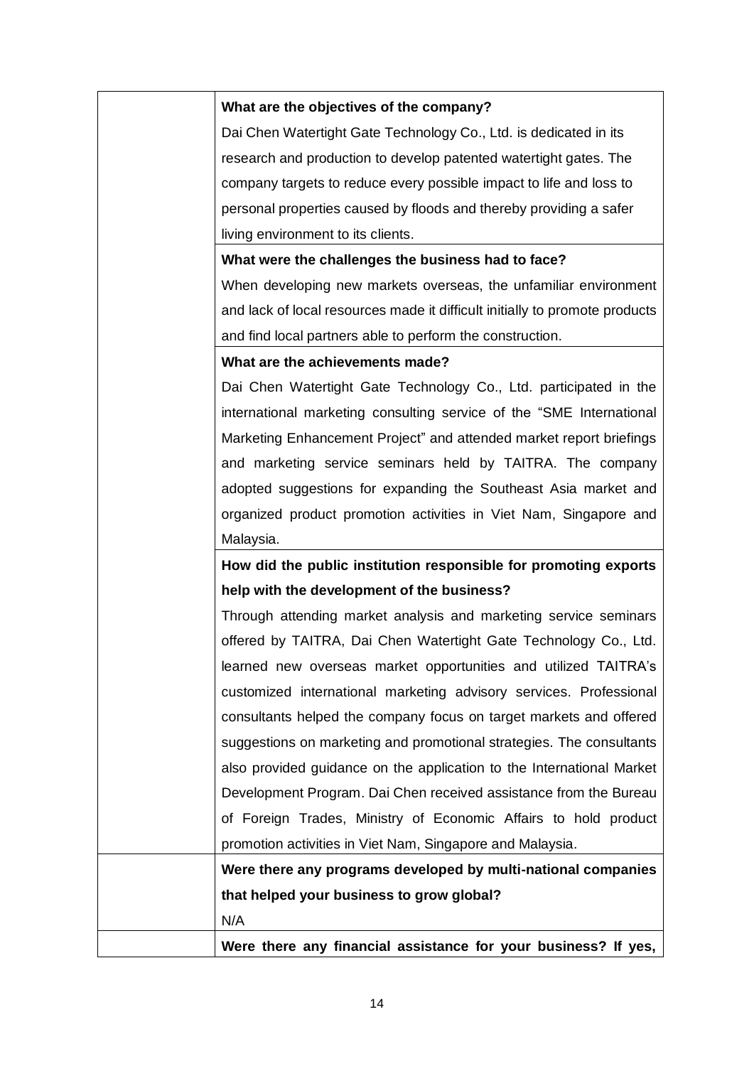|  |  |
|---|---|
|  | **What are the objectives of the company?**<br>Dai Chen Watertight Gate Technology Co., Ltd. is dedicated in its research and production to develop patented watertight gates. The company targets to reduce every possible impact to life and loss to personal properties caused by floods and thereby providing a safer living environment to its clients. |
|  | **What were the challenges the business had to face?**<br>When developing new markets overseas, the unfamiliar environment and lack of local resources made it difficult initially to promote products and find local partners able to perform the construction. |
|  | **What are the achievements made?**<br>Dai Chen Watertight Gate Technology Co., Ltd. participated in the international marketing consulting service of the "SME International Marketing Enhancement Project" and attended market report briefings and marketing service seminars held by TAITRA. The company adopted suggestions for expanding the Southeast Asia market and organized product promotion activities in Viet Nam, Singapore and Malaysia. |
|  | **How did the public institution responsible for promoting exports help with the development of the business?**<br>Through attending market analysis and marketing service seminars offered by TAITRA, Dai Chen Watertight Gate Technology Co., Ltd. learned new overseas market opportunities and utilized TAITRA's customized international marketing advisory services. Professional consultants helped the company focus on target markets and offered suggestions on marketing and promotional strategies. The consultants also provided guidance on the application to the International Market Development Program. Dai Chen received assistance from the Bureau of Foreign Trades, Ministry of Economic Affairs to hold product promotion activities in Viet Nam, Singapore and Malaysia. |
|  | **Were there any programs developed by multi-national companies that helped your business to grow global?**<br>N/A |
|  | **Were there any financial assistance for your business? If yes,** |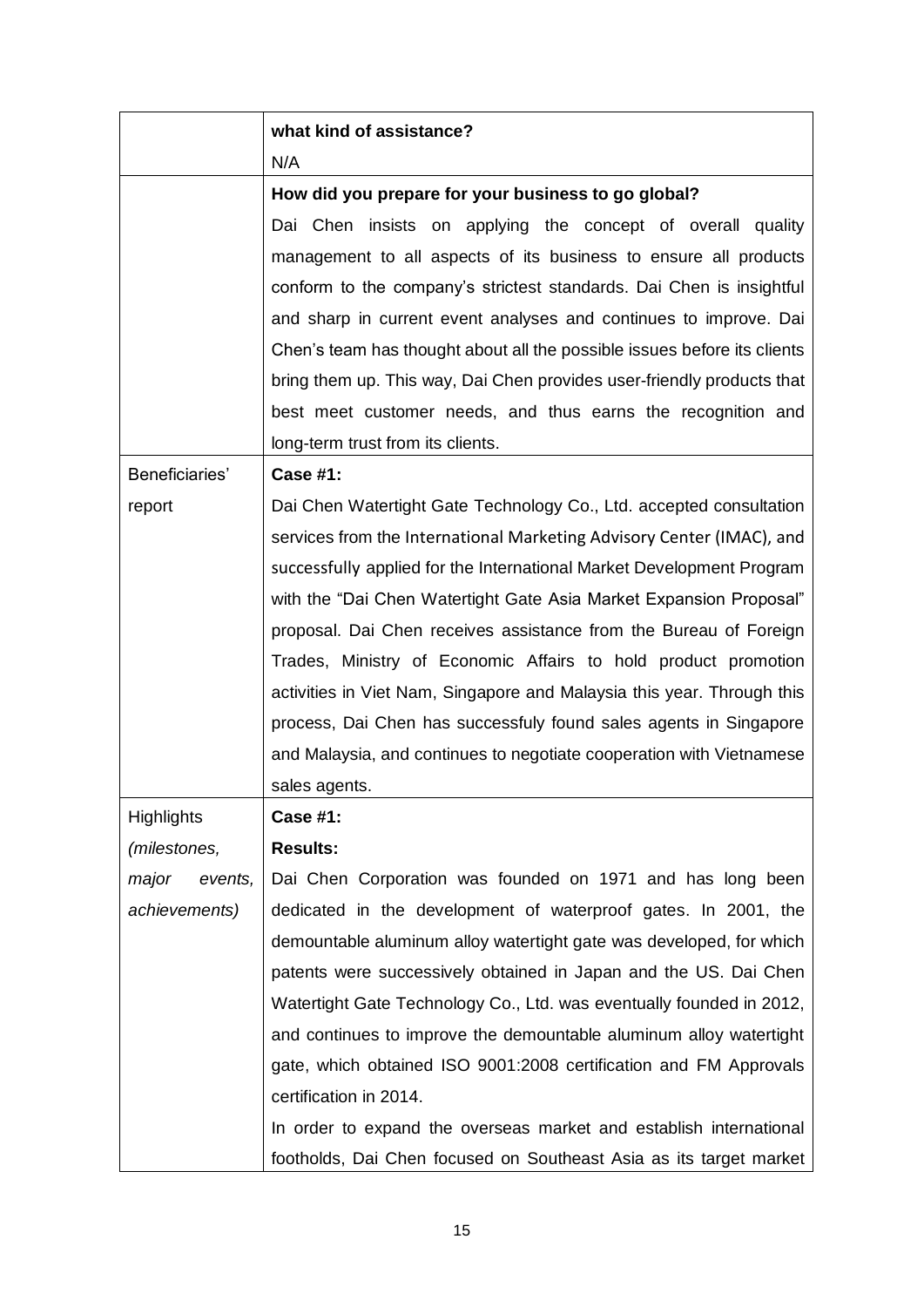| | |
|---|---|
| | **what kind of assistance?**<br>N/A |
| | **How did you prepare for your business to go global?**<br>Dai Chen insists on applying the concept of overall quality management to all aspects of its business to ensure all products conform to the company's strictest standards. Dai Chen is insightful and sharp in current event analyses and continues to improve. Dai Chen's team has thought about all the possible issues before its clients bring them up. This way, Dai Chen provides user-friendly products that best meet customer needs, and thus earns the recognition and long-term trust from its clients. |
| Beneficiaries' report | **Case #1:**<br>Dai Chen Watertight Gate Technology Co., Ltd. accepted consultation services from the International Marketing Advisory Center (IMAC), and successfully applied for the International Market Development Program with the "Dai Chen Watertight Gate Asia Market Expansion Proposal" proposal. Dai Chen receives assistance from the Bureau of Foreign Trades, Ministry of Economic Affairs to hold product promotion activities in Viet Nam, Singapore and Malaysia this year. Through this process, Dai Chen has successfuly found sales agents in Singapore and Malaysia, and continues to negotiate cooperation with Vietnamese sales agents. |
| Highlights *(milestones, major events, achievements)* | **Case #1:**<br>**Results:**<br>Dai Chen Corporation was founded on 1971 and has long been dedicated in the development of waterproof gates. In 2001, the demountable aluminum alloy watertight gate was developed, for which patents were successively obtained in Japan and the US. Dai Chen Watertight Gate Technology Co., Ltd. was eventually founded in 2012, and continues to improve the demountable aluminum alloy watertight gate, which obtained ISO 9001:2008 certification and FM Approvals certification in 2014.<br>In order to expand the overseas market and establish international footholds, Dai Chen focused on Southeast Asia as its target market |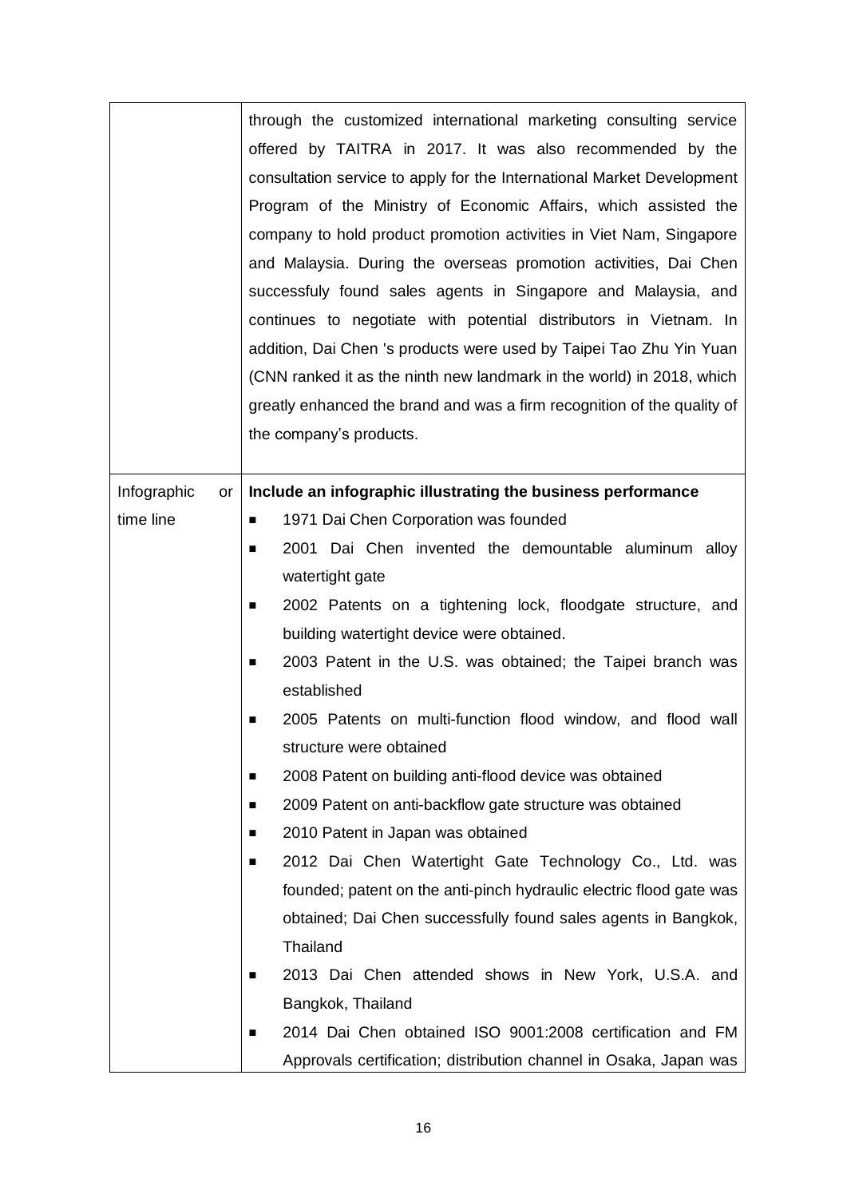| | |
|---|---|
| | through the customized international marketing consulting service offered by TAITRA in 2017. It was also recommended by the consultation service to apply for the International Market Development Program of the Ministry of Economic Affairs, which assisted the company to hold product promotion activities in Viet Nam, Singapore and Malaysia. During the overseas promotion activities, Dai Chen successfuly found sales agents in Singapore and Malaysia, and continues to negotiate with potential distributors in Vietnam. In addition, Dai Chen 's products were used by Taipei Tao Zhu Yin Yuan (CNN ranked it as the ninth new landmark in the world) in 2018, which greatly enhanced the brand and was a firm recognition of the quality of the company's products. |
| Infographic or time line | **Include an infographic illustrating the business performance**<br>■ 1971 Dai Chen Corporation was founded<br>■ 2001 Dai Chen invented the demountable aluminum alloy watertight gate<br>■ 2002 Patents on a tightening lock, floodgate structure, and building watertight device were obtained.<br>■ 2003 Patent in the U.S. was obtained; the Taipei branch was established<br>■ 2005 Patents on multi-function flood window, and flood wall structure were obtained<br>■ 2008 Patent on building anti-flood device was obtained<br>■ 2009 Patent on anti-backflow gate structure was obtained<br>■ 2010 Patent in Japan was obtained<br>■ 2012 Dai Chen Watertight Gate Technology Co., Ltd. was founded; patent on the anti-pinch hydraulic electric flood gate was obtained; Dai Chen successfully found sales agents in Bangkok, Thailand<br>■ 2013 Dai Chen attended shows in New York, U.S.A. and Bangkok, Thailand<br>■ 2014 Dai Chen obtained ISO 9001:2008 certification and FM Approvals certification; distribution channel in Osaka, Japan was |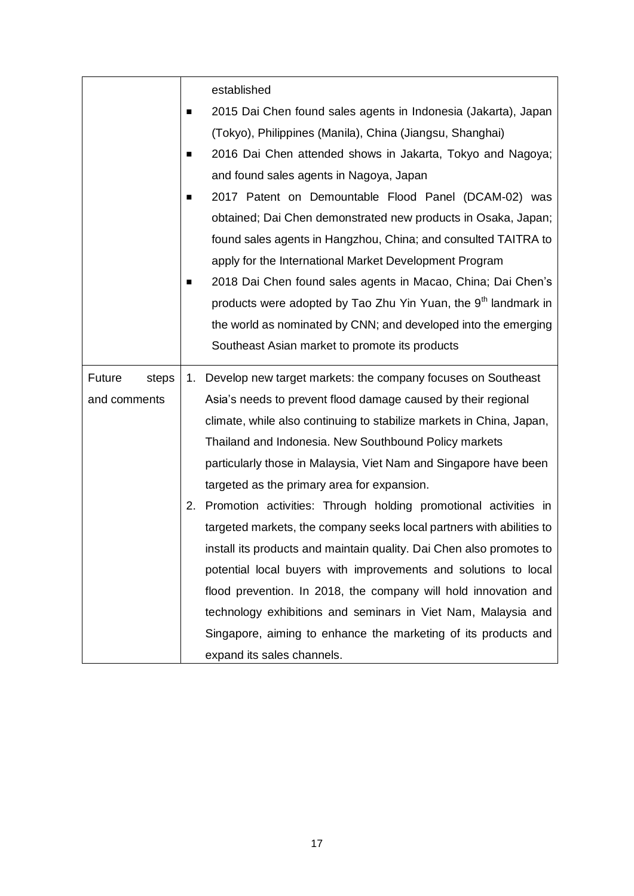| | |
|---|---|
| | established<br>■ 2015 Dai Chen found sales agents in Indonesia (Jakarta), Japan (Tokyo), Philippines (Manila), China (Jiangsu, Shanghai)<br>■ 2016 Dai Chen attended shows in Jakarta, Tokyo and Nagoya; and found sales agents in Nagoya, Japan<br>■ 2017 Patent on Demountable Flood Panel (DCAM-02) was obtained; Dai Chen demonstrated new products in Osaka, Japan; found sales agents in Hangzhou, China; and consulted TAITRA to apply for the International Market Development Program<br>■ 2018 Dai Chen found sales agents in Macao, China; Dai Chen's products were adopted by Tao Zhu Yin Yuan, the 9th landmark in the world as nominated by CNN; and developed into the emerging Southeast Asian market to promote its products |
| Future steps and comments | 1. Develop new target markets: the company focuses on Southeast Asia's needs to prevent flood damage caused by their regional climate, while also continuing to stabilize markets in China, Japan, Thailand and Indonesia. New Southbound Policy markets particularly those in Malaysia, Viet Nam and Singapore have been targeted as the primary area for expansion.<br>2. Promotion activities: Through holding promotional activities in targeted markets, the company seeks local partners with abilities to install its products and maintain quality. Dai Chen also promotes to potential local buyers with improvements and solutions to local flood prevention. In 2018, the company will hold innovation and technology exhibitions and seminars in Viet Nam, Malaysia and Singapore, aiming to enhance the marketing of its products and expand its sales channels. |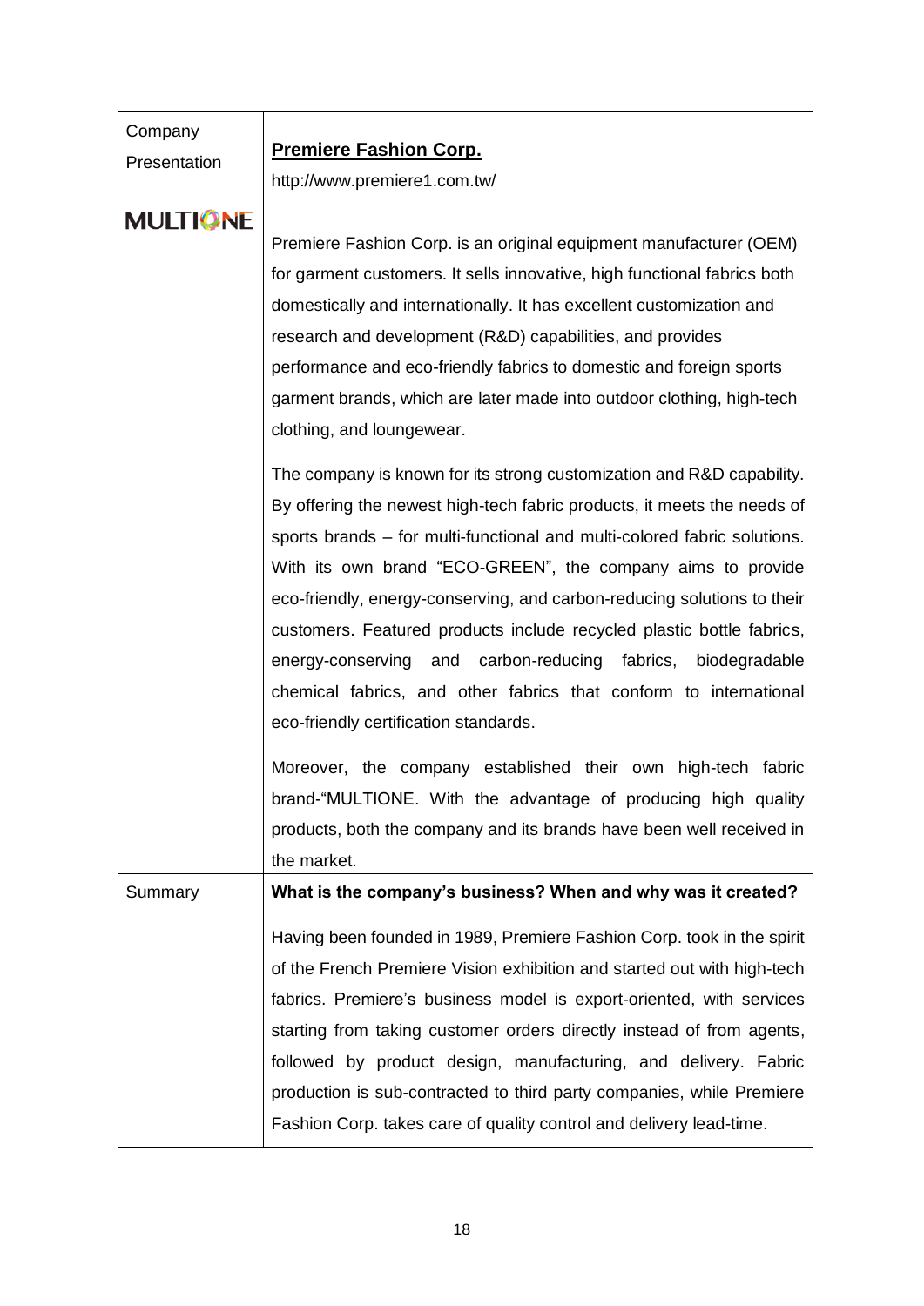| | |
|---|---|
| Company Presentation<br><br>**MULTIONE** | **Premiere Fashion Corp.**<br>http://www.premiere1.com.tw/<br><br>Premiere Fashion Corp. is an original equipment manufacturer (OEM) for garment customers. It sells innovative, high functional fabrics both domestically and internationally. It has excellent customization and research and development (R&D) capabilities, and provides performance and eco-friendly fabrics to domestic and foreign sports garment brands, which are later made into outdoor clothing, high-tech clothing, and loungewear.<br><br>The company is known for its strong customization and R&D capability. By offering the newest high-tech fabric products, it meets the needs of sports brands – for multi-functional and multi-colored fabric solutions. With its own brand "ECO-GREEN", the company aims to provide eco-friendly, energy-conserving, and carbon-reducing solutions to their customers. Featured products include recycled plastic bottle fabrics, energy-conserving and carbon-reducing fabrics, biodegradable chemical fabrics, and other fabrics that conform to international eco-friendly certification standards.<br><br>Moreover, the company established their own high-tech fabric brand-"MULTIONE. With the advantage of producing high quality products, both the company and its brands have been well received in the market. |
| Summary | **What is the company's business? When and why was it created?**<br><br>Having been founded in 1989, Premiere Fashion Corp. took in the spirit of the French Premiere Vision exhibition and started out with high-tech fabrics. Premiere's business model is export-oriented, with services starting from taking customer orders directly instead of from agents, followed by product design, manufacturing, and delivery. Fabric production is sub-contracted to third party companies, while Premiere Fashion Corp. takes care of quality control and delivery lead-time. |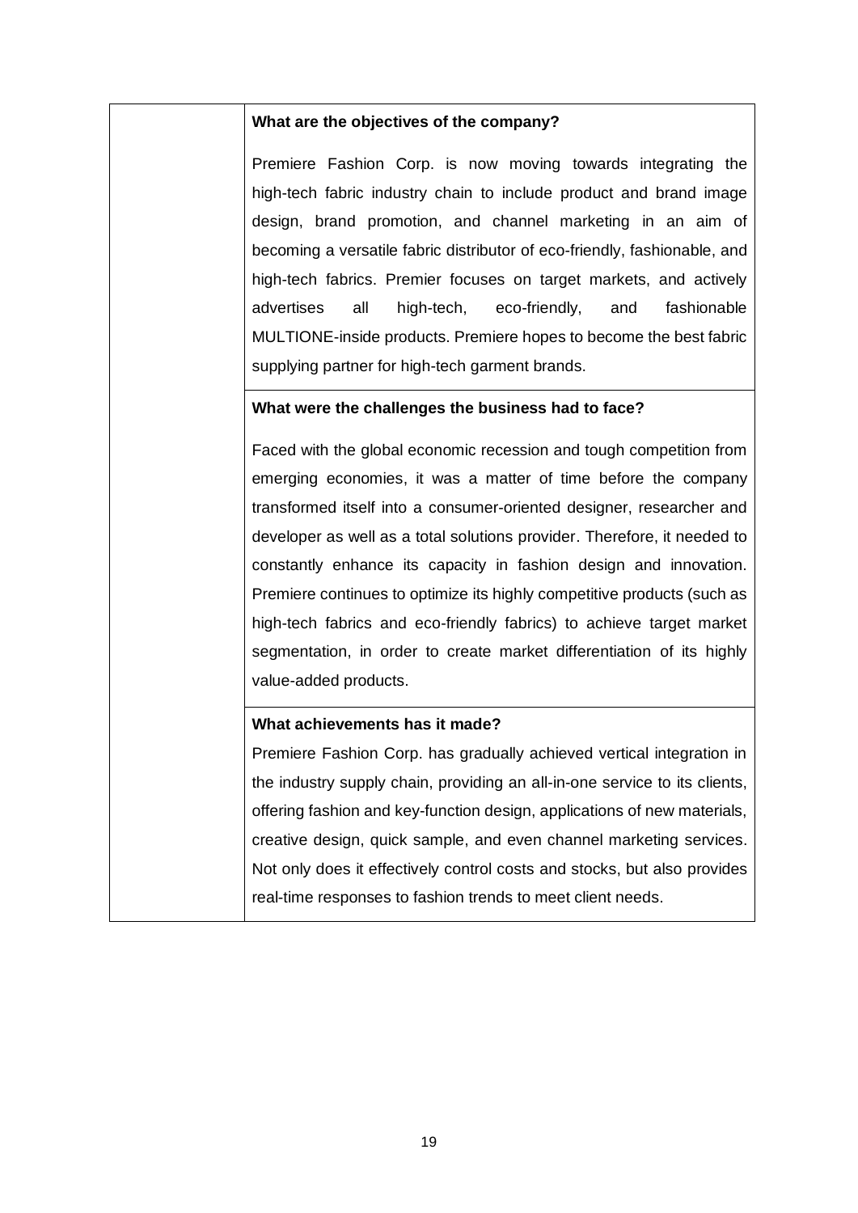| | **What are the objectives of the company?**<br><br>Premiere Fashion Corp. is now moving towards integrating the high-tech fabric industry chain to include product and brand image design, brand promotion, and channel marketing in an aim of becoming a versatile fabric distributor of eco-friendly, fashionable, and high-tech fabrics. Premier focuses on target markets, and actively advertises all high-tech, eco-friendly, and fashionable MULTIONE-inside products. Premiere hopes to become the best fabric supplying partner for high-tech garment brands. |
|---|---|
| | **What were the challenges the business had to face?**<br><br>Faced with the global economic recession and tough competition from emerging economies, it was a matter of time before the company transformed itself into a consumer-oriented designer, researcher and developer as well as a total solutions provider. Therefore, it needed to constantly enhance its capacity in fashion design and innovation. Premiere continues to optimize its highly competitive products (such as high-tech fabrics and eco-friendly fabrics) to achieve target market segmentation, in order to create market differentiation of its highly value-added products. |
| | **What achievements has it made?**<br><br>Premiere Fashion Corp. has gradually achieved vertical integration in the industry supply chain, providing an all-in-one service to its clients, offering fashion and key-function design, applications of new materials, creative design, quick sample, and even channel marketing services. Not only does it effectively control costs and stocks, but also provides real-time responses to fashion trends to meet client needs. |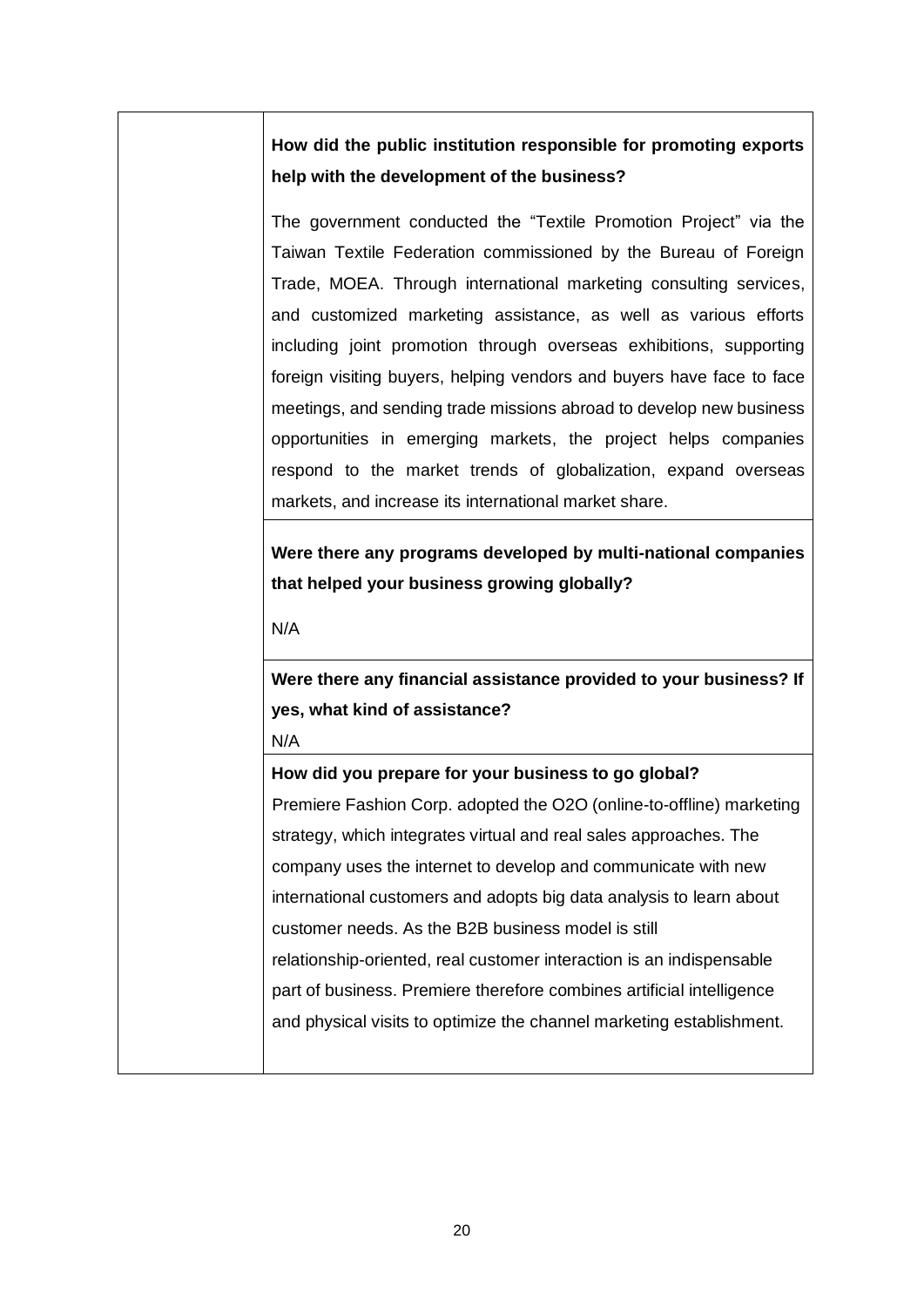| | |
|---|---|
| | **How did the public institution responsible for promoting exports help with the development of the business?**<br><br>The government conducted the "Textile Promotion Project" via the Taiwan Textile Federation commissioned by the Bureau of Foreign Trade, MOEA. Through international marketing consulting services, and customized marketing assistance, as well as various efforts including joint promotion through overseas exhibitions, supporting foreign visiting buyers, helping vendors and buyers have face to face meetings, and sending trade missions abroad to develop new business opportunities in emerging markets, the project helps companies respond to the market trends of globalization, expand overseas markets, and increase its international market share. |
| | **Were there any programs developed by multi-national companies that helped your business growing globally?**<br><br>N/A |
| | **Were there any financial assistance provided to your business? If yes, what kind of assistance?**<br>N/A |
| | **How did you prepare for your business to go global?**<br>Premiere Fashion Corp. adopted the O2O (online-to-offline) marketing strategy, which integrates virtual and real sales approaches. The company uses the internet to develop and communicate with new international customers and adopts big data analysis to learn about customer needs. As the B2B business model is still relationship-oriented, real customer interaction is an indispensable part of business. Premiere therefore combines artificial intelligence and physical visits to optimize the channel marketing establishment. |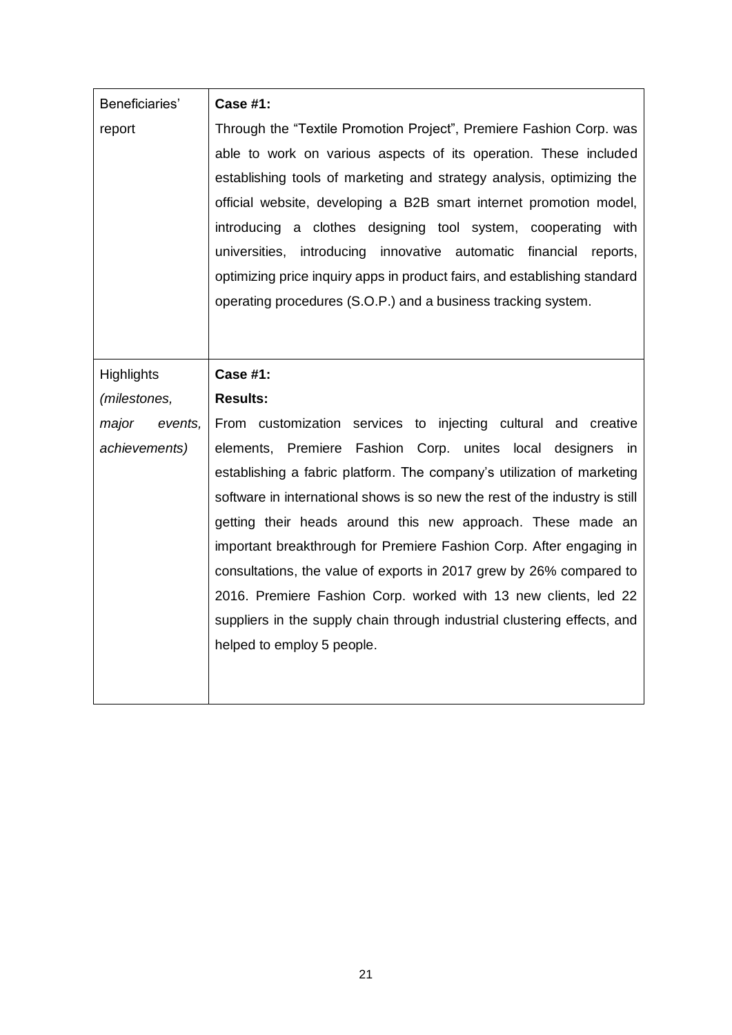| | |
|---|---|
| Beneficiaries' report | **Case #1:**<br>Through the "Textile Promotion Project", Premiere Fashion Corp. was able to work on various aspects of its operation. These included establishing tools of marketing and strategy analysis, optimizing the official website, developing a B2B smart internet promotion model, introducing a clothes designing tool system, cooperating with universities, introducing innovative automatic financial reports, optimizing price inquiry apps in product fairs, and establishing standard operating procedures (S.O.P.) and a business tracking system. |
| Highlights *(milestones, major events, achievements)* | **Case #1:**<br>**Results:**<br>From customization services to injecting cultural and creative elements, Premiere Fashion Corp. unites local designers in establishing a fabric platform. The company's utilization of marketing software in international shows is so new the rest of the industry is still getting their heads around this new approach. These made an important breakthrough for Premiere Fashion Corp. After engaging in consultations, the value of exports in 2017 grew by 26% compared to 2016. Premiere Fashion Corp. worked with 13 new clients, led 22 suppliers in the supply chain through industrial clustering effects, and helped to employ 5 people. |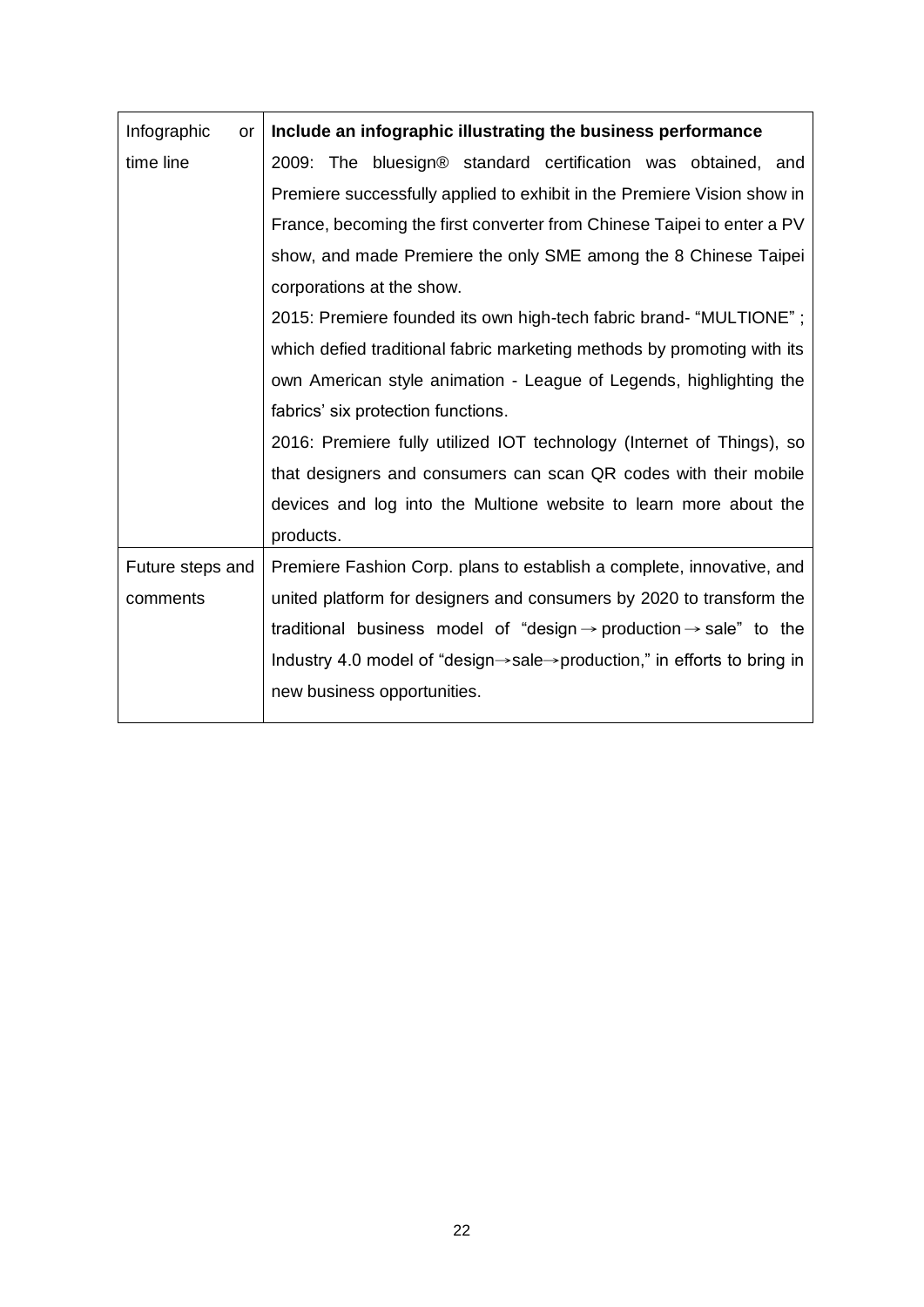| | |
|---|---|
| Infographic or time line | **Include an infographic illustrating the business performance**<br>2009: The bluesign® standard certification was obtained, and Premiere successfully applied to exhibit in the Premiere Vision show in France, becoming the first converter from Chinese Taipei to enter a PV show, and made Premiere the only SME among the 8 Chinese Taipei corporations at the show.<br>2015: Premiere founded its own high-tech fabric brand- "MULTIONE" ; which defied traditional fabric marketing methods by promoting with its own American style animation - League of Legends, highlighting the fabrics' six protection functions.<br>2016: Premiere fully utilized IOT technology (Internet of Things), so that designers and consumers can scan QR codes with their mobile devices and log into the Multione website to learn more about the products. |
| Future steps and comments | Premiere Fashion Corp. plans to establish a complete, innovative, and united platform for designers and consumers by 2020 to transform the traditional business model of "design→production→sale" to the Industry 4.0 model of "design→sale→production," in efforts to bring in new business opportunities. |